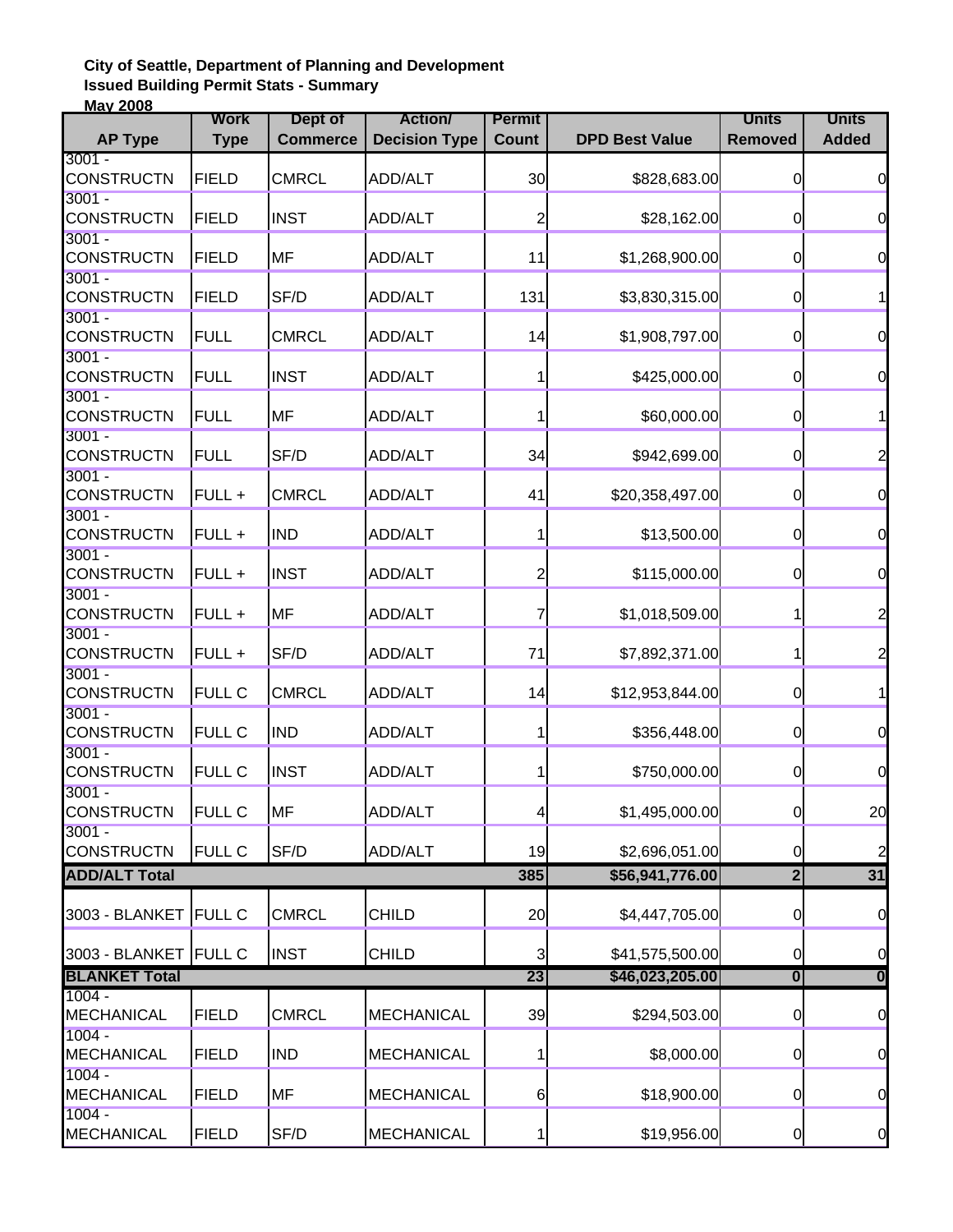**City of Seattle, Department of Planning and Development**
**Issued Building Permit Stats - Summary**
**May 2008**

| AP Type | Work Type | Dept of Commerce | Action/ Decision Type | Permit Count | DPD Best Value | Units Removed | Units Added |
|---|---|---|---|---|---|---|---|
| 3001 - CONSTRUCTN | FIELD | CMRCL | ADD/ALT | 30 | $828,683.00 | 0 | 0 |
| 3001 - CONSTRUCTN | FIELD | INST | ADD/ALT | 2 | $28,162.00 | 0 | 0 |
| 3001 - CONSTRUCTN | FIELD | MF | ADD/ALT | 11 | $1,268,900.00 | 0 | 0 |
| 3001 - CONSTRUCTN | FIELD | SF/D | ADD/ALT | 131 | $3,830,315.00 | 0 | 1 |
| 3001 - CONSTRUCTN | FULL | CMRCL | ADD/ALT | 14 | $1,908,797.00 | 0 | 0 |
| 3001 - CONSTRUCTN | FULL | INST | ADD/ALT | 1 | $425,000.00 | 0 | 0 |
| 3001 - CONSTRUCTN | FULL | MF | ADD/ALT | 1 | $60,000.00 | 0 | 1 |
| 3001 - CONSTRUCTN | FULL | SF/D | ADD/ALT | 34 | $942,699.00 | 0 | 2 |
| 3001 - CONSTRUCTN | FULL + | CMRCL | ADD/ALT | 41 | $20,358,497.00 | 0 | 0 |
| 3001 - CONSTRUCTN | FULL + | IND | ADD/ALT | 1 | $13,500.00 | 0 | 0 |
| 3001 - CONSTRUCTN | FULL + | INST | ADD/ALT | 2 | $115,000.00 | 0 | 0 |
| 3001 - CONSTRUCTN | FULL + | MF | ADD/ALT | 7 | $1,018,509.00 | 1 | 2 |
| 3001 - CONSTRUCTN | FULL + | SF/D | ADD/ALT | 71 | $7,892,371.00 | 1 | 2 |
| 3001 - CONSTRUCTN | FULL C | CMRCL | ADD/ALT | 14 | $12,953,844.00 | 0 | 1 |
| 3001 - CONSTRUCTN | FULL C | IND | ADD/ALT | 1 | $356,448.00 | 0 | 0 |
| 3001 - CONSTRUCTN | FULL C | INST | ADD/ALT | 1 | $750,000.00 | 0 | 0 |
| 3001 - CONSTRUCTN | FULL C | MF | ADD/ALT | 4 | $1,495,000.00 | 0 | 20 |
| 3001 - CONSTRUCTN | FULL C | SF/D | ADD/ALT | 19 | $2,696,051.00 | 0 | 2 |
| **ADD/ALT Total** | | | | **385** | **$56,941,776.00** | **2** | **31** |
| 3003 - BLANKET | FULL C | CMRCL | CHILD | 20 | $4,447,705.00 | 0 | 0 |
| 3003 - BLANKET | FULL C | INST | CHILD | 3 | $41,575,500.00 | 0 | 0 |
| **BLANKET Total** | | | | **23** | **$46,023,205.00** | **0** | **0** |
| 1004 - MECHANICAL | FIELD | CMRCL | MECHANICAL | 39 | $294,503.00 | 0 | 0 |
| 1004 - MECHANICAL | FIELD | IND | MECHANICAL | 1 | $8,000.00 | 0 | 0 |
| 1004 - MECHANICAL | FIELD | MF | MECHANICAL | 6 | $18,900.00 | 0 | 0 |
| 1004 - MECHANICAL | FIELD | SF/D | MECHANICAL | 1 | $19,956.00 | 0 | 0 |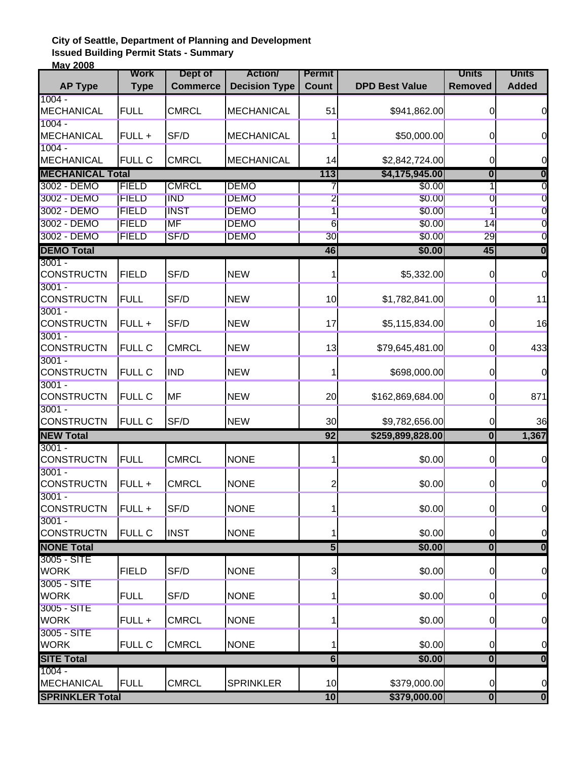**City of Seattle, Department of Planning and Development**
**Issued Building Permit Stats - Summary**
**May 2008**

| AP Type | Work Type | Dept of Commerce | Action/ Decision Type | Permit Count | DPD Best Value | Units Removed | Units Added |
|---|---|---|---|---|---|---|---|
| 1004 - MECHANICAL | FULL | CMRCL | MECHANICAL | 51 | $941,862.00 | 0 | 0 |
| 1004 - MECHANICAL | FULL + | SF/D | MECHANICAL | 1 | $50,000.00 | 0 | 0 |
| 1004 - MECHANICAL | FULL C | CMRCL | MECHANICAL | 14 | $2,842,724.00 | 0 | 0 |
| **MECHANICAL Total** | | | | **113** | **$4,175,945.00** | **0** | **0** |
| 3002 - DEMO | FIELD | CMRCL | DEMO | 7 | $0.00 | 1 | 0 |
| 3002 - DEMO | FIELD | IND | DEMO | 2 | $0.00 | 0 | 0 |
| 3002 - DEMO | FIELD | INST | DEMO | 1 | $0.00 | 1 | 0 |
| 3002 - DEMO | FIELD | MF | DEMO | 6 | $0.00 | 14 | 0 |
| 3002 - DEMO | FIELD | SF/D | DEMO | 30 | $0.00 | 29 | 0 |
| **DEMO Total** | | | | **46** | **$0.00** | **45** | **0** |
| 3001 - CONSTRUCTN | FIELD | SF/D | NEW | 1 | $5,332.00 | 0 | 0 |
| 3001 - CONSTRUCTN | FULL | SF/D | NEW | 10 | $1,782,841.00 | 0 | 11 |
| 3001 - CONSTRUCTN | FULL + | SF/D | NEW | 17 | $5,115,834.00 | 0 | 16 |
| 3001 - CONSTRUCTN | FULL C | CMRCL | NEW | 13 | $79,645,481.00 | 0 | 433 |
| 3001 - CONSTRUCTN | FULL C | IND | NEW | 1 | $698,000.00 | 0 | 0 |
| 3001 - CONSTRUCTN | FULL C | MF | NEW | 20 | $162,869,684.00 | 0 | 871 |
| 3001 - CONSTRUCTN | FULL C | SF/D | NEW | 30 | $9,782,656.00 | 0 | 36 |
| **NEW Total** | | | | **92** | **$259,899,828.00** | **0** | **1,367** |
| 3001 - CONSTRUCTN | FULL | CMRCL | NONE | 1 | $0.00 | 0 | 0 |
| 3001 - CONSTRUCTN | FULL + | CMRCL | NONE | 2 | $0.00 | 0 | 0 |
| 3001 - CONSTRUCTN | FULL + | SF/D | NONE | 1 | $0.00 | 0 | 0 |
| 3001 - CONSTRUCTN | FULL C | INST | NONE | 1 | $0.00 | 0 | 0 |
| **NONE Total** | | | | **5** | **$0.00** | **0** | **0** |
| 3005 - SITE WORK | FIELD | SF/D | NONE | 3 | $0.00 | 0 | 0 |
| 3005 - SITE WORK | FULL | SF/D | NONE | 1 | $0.00 | 0 | 0 |
| 3005 - SITE WORK | FULL + | CMRCL | NONE | 1 | $0.00 | 0 | 0 |
| 3005 - SITE WORK | FULL C | CMRCL | NONE | 1 | $0.00 | 0 | 0 |
| **SITE Total** | | | | **6** | **$0.00** | **0** | **0** |
| 1004 - MECHANICAL | FULL | CMRCL | SPRINKLER | 10 | $379,000.00 | 0 | 0 |
| **SPRINKLER Total** | | | | **10** | **$379,000.00** | **0** | **0** |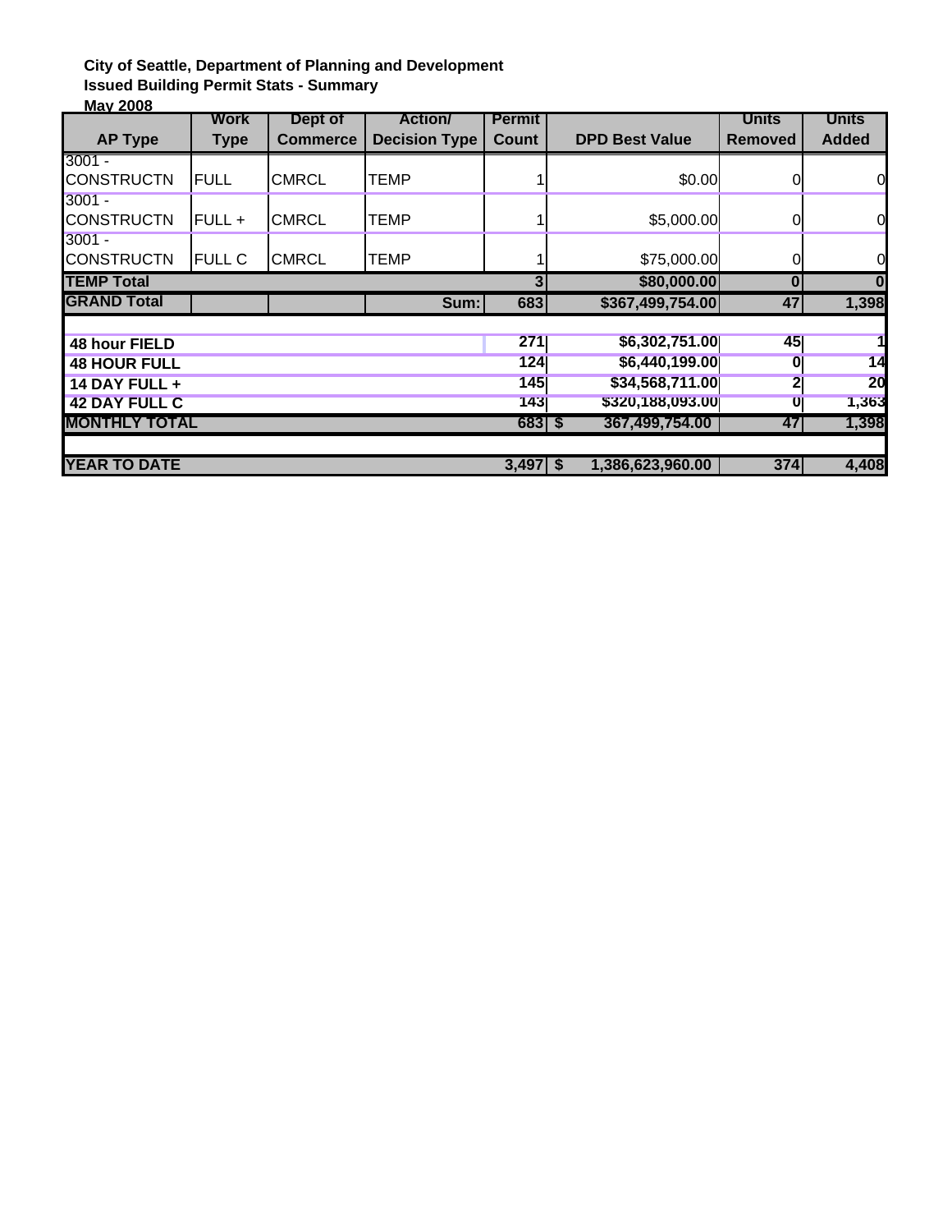**City of Seattle, Department of Planning and Development**
**Issued Building Permit Stats - Summary**
**May 2008**

| AP Type | Work Type | Dept of Commerce | Action/ Decision Type | Permit Count | DPD Best Value | Units Removed | Units Added |
|---|---|---|---|---|---|---|---|
| 3001 - CONSTRUCTN | FULL | CMRCL | TEMP | 1 | $0.00 | 0 | 0 |
| 3001 - CONSTRUCTN | FULL + | CMRCL | TEMP | 1 | $5,000.00 | 0 | 0 |
| 3001 - CONSTRUCTN | FULL C | CMRCL | TEMP | 1 | $75,000.00 | 0 | 0 |
| **TEMP Total** | | | | **3** | **$80,000.00** | **0** | **0** |
| **GRAND Total** | | | **Sum:** | **683** | **$367,499,754.00** | **47** | **1,398** |
| | | | | | | | |
| **48 hour FIELD** | | | | **271** | **$6,302,751.00** | **45** | **1** |
| **48 HOUR FULL** | | | | **124** | **$6,440,199.00** | **0** | **14** |
| **14 DAY FULL +** | | | | **145** | **$34,568,711.00** | **2** | **20** |
| **42 DAY FULL C** | | | | **143** | **$320,188,093.00** | **0** | **1,363** |
| **MONTHLY TOTAL** | | | | **683** | **$ 367,499,754.00** | **47** | **1,398** |
| | | | | | | | |
| **YEAR TO DATE** | | | | **3,497** | **$ 1,386,623,960.00** | **374** | **4,408** |